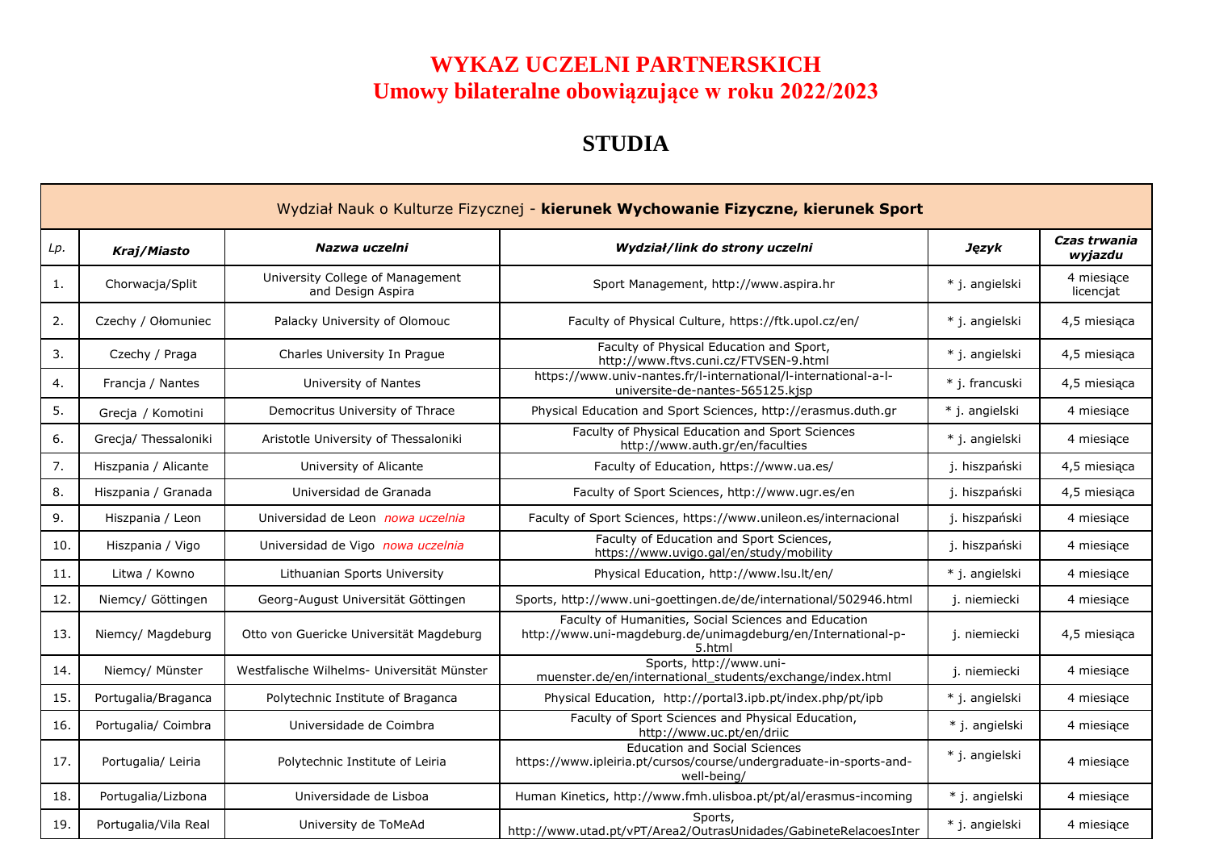# WYKAZ UCZELNI PARTNERSKICH
## Umowy bilateralne obowiązujące w roku 2022/2023

## STUDIA

| Wydział Nauk o Kulturze Fizycznej - **kierunek Wychowanie Fizyczne, kierunek Sport** | | | | | |
|---|---|---|---|---|---|
| *Lp.* | ***Kraj/Miasto*** | ***Nazwa uczelni*** | ***Wydział/link do strony uczelni*** | ***Język*** | ***Czas trwania wyjazdu*** |
| 1. | Chorwacja/Split | University College of Management and Design Aspira | Sport Management, http://www.aspira.hr | * j. angielski | 4 miesiące licencjat |
| 2. | Czechy / Ołomuniec | Palacky University of Olomouc | Faculty of Physical Culture, https://ftk.upol.cz/en/ | * j. angielski | 4,5 miesiąca |
| 3. | Czechy / Praga | Charles University In Prague | Faculty of Physical Education and Sport, http://www.ftvs.cuni.cz/FTVSEN-9.html | * j. angielski | 4,5 miesiąca |
| 4. | Francja / Nantes | University of Nantes | https://www.univ-nantes.fr/l-international/l-international-a-l-universite-de-nantes-565125.kjsp | * j. francuski | 4,5 miesiąca |
| 5. | Grecja / Komotini | Democritus University of Thrace | Physical Education and Sport Sciences, http://erasmus.duth.gr | * j. angielski | 4 miesiące |
| 6. | Grecja/ Thessaloniki | Aristotle University of Thessaloniki | Faculty of Physical Education and Sport Sciences http://www.auth.gr/en/faculties | * j. angielski | 4 miesiące |
| 7. | Hiszpania / Alicante | University of Alicante | Faculty of Education, https://www.ua.es/ | j. hiszpański | 4,5 miesiąca |
| 8. | Hiszpania / Granada | Universidad de Granada | Faculty of Sport Sciences, http://www.ugr.es/en | j. hiszpański | 4,5 miesiąca |
| 9. | Hiszpania / Leon | Universidad de Leon *nowa uczelnia* | Faculty of Sport Sciences, https://www.unileon.es/internacional | j. hiszpański | 4 miesiące |
| 10. | Hiszpania / Vigo | Universidad de Vigo *nowa uczelnia* | Faculty of Education and Sport Sciences, https://www.uvigo.gal/en/study/mobility | j. hiszpański | 4 miesiące |
| 11. | Litwa / Kowno | Lithuanian Sports University | Physical Education, http://www.lsu.lt/en/ | * j. angielski | 4 miesiące |
| 12. | Niemcy/ Göttingen | Georg-August Universität Göttingen | Sports, http://www.uni-goettingen.de/de/international/502946.html | j. niemiecki | 4 miesiące |
| 13. | Niemcy/ Magdeburg | Otto von Guericke Universität Magdeburg | Faculty of Humanities, Social Sciences and Education http://www.uni-magdeburg.de/unimagdeburg/en/International-p-5.html | j. niemiecki | 4,5 miesiąca |
| 14. | Niemcy/ Münster | Westfalische Wilhelms- Universität Münster | Sports, http://www.uni-muenster.de/en/international_students/exchange/index.html | j. niemiecki | 4 miesiące |
| 15. | Portugalia/Braganca | Polytechnic Institute of Braganca | Physical Education, http://portal3.ipb.pt/index.php/pt/ipb | * j. angielski | 4 miesiące |
| 16. | Portugalia/ Coimbra | Universidade de Coimbra | Faculty of Sport Sciences and Physical Education, http://www.uc.pt/en/driic | * j. angielski | 4 miesiące |
| 17. | Portugalia/ Leiria | Polytechnic Institute of Leiria | Education and Social Sciences https://www.ipleiria.pt/cursos/course/undergraduate-in-sports-and-well-being/ | * j. angielski | 4 miesiące |
| 18. | Portugalia/Lizbona | Universidade de Lisboa | Human Kinetics, http://www.fmh.ulisboa.pt/pt/al/erasmus-incoming | * j. angielski | 4 miesiące |
| 19. | Portugalia/Vila Real | University de ToMeAd | Sports, http://www.utad.pt/vPT/Area2/OutrasUnidades/GabineteRelacoesInter | * j. angielski | 4 miesiące |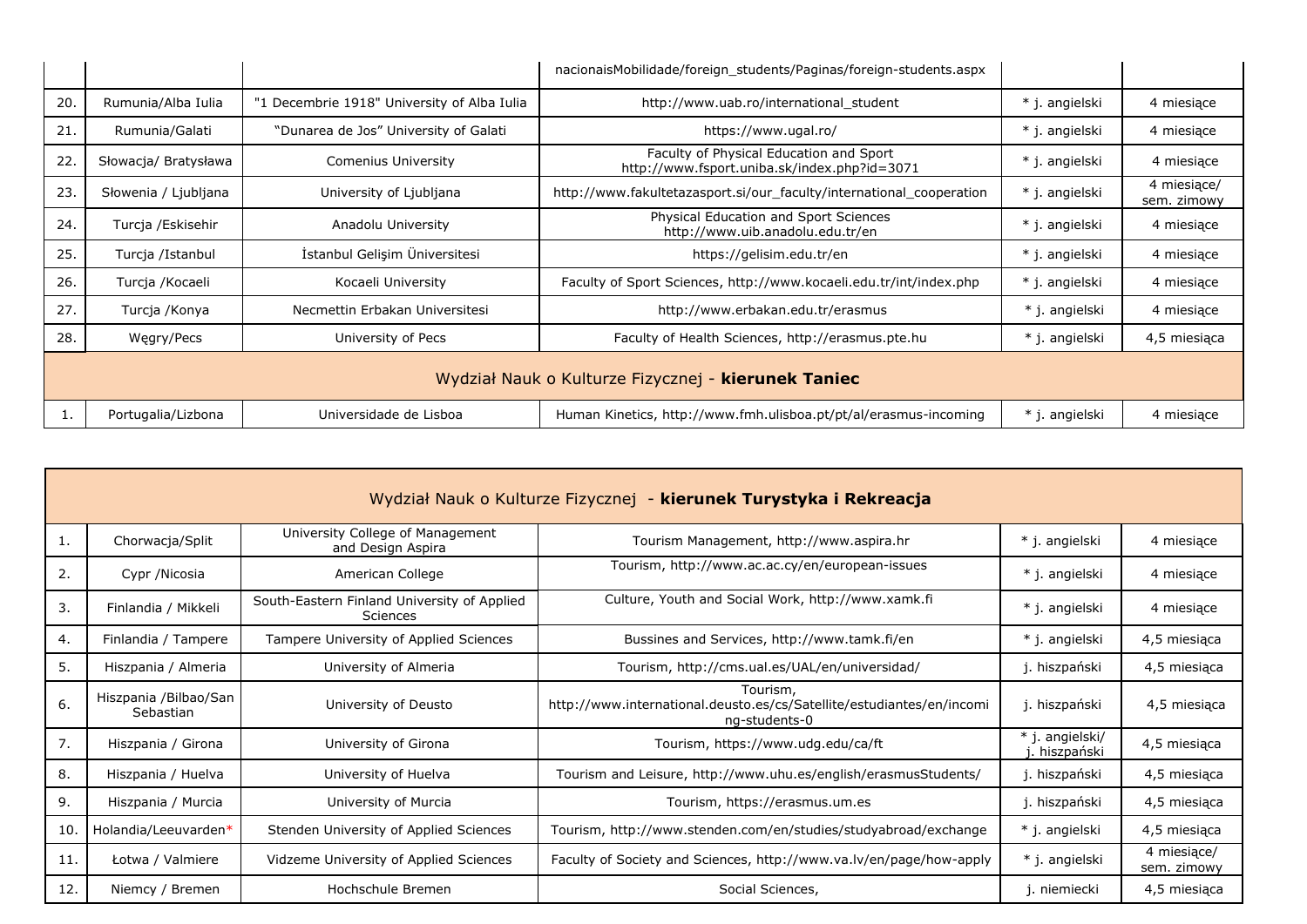| | | | | | |
|---|---|---|---|---|---|
| | | | nacionaisMobilidade/foreign_students/Paginas/foreign-students.aspx | | |
| 20. | Rumunia/Alba Iulia | "1 Decembrie 1918" University of Alba Iulia | http://www.uab.ro/international_student | * j. angielski | 4 miesiące |
| 21. | Rumunia/Galati | "Dunarea de Jos" University of Galati | https://www.ugal.ro/ | * j. angielski | 4 miesiące |
| 22. | Słowacja/ Bratysława | Comenius University | Faculty of Physical Education and Sport http://www.fsport.uniba.sk/index.php?id=3071 | * j. angielski | 4 miesiące |
| 23. | Słowenia / Ljubljana | University of Ljubljana | http://www.fakultetazasport.si/our_faculty/international_cooperation | * j. angielski | 4 miesiące/ sem. zimowy |
| 24. | Turcja /Eskisehir | Anadolu University | Physical Education and Sport Sciences http://www.uib.anadolu.edu.tr/en | * j. angielski | 4 miesiące |
| 25. | Turcja /Istanbul | İstanbul Gelişim Üniversitesi | https://gelisim.edu.tr/en | * j. angielski | 4 miesiące |
| 26. | Turcja /Kocaeli | Kocaeli University | Faculty of Sport Sciences, http://www.kocaeli.edu.tr/int/index.php | * j. angielski | 4 miesiące |
| 27. | Turcja /Konya | Necmettin Erbakan Universitesi | http://www.erbakan.edu.tr/erasmus | * j. angielski | 4 miesiące |
| 28. | Węgry/Pecs | University of Pecs | Faculty of Health Sciences, http://erasmus.pte.hu | * j. angielski | 4,5 miesiąca |

| Wydział Nauk o Kulturze Fizycznej - **kierunek Taniec** | | | | | |
|---|---|---|---|---|---|
| 1. | Portugalia/Lizbona | Universidade de Lisboa | Human Kinetics, http://www.fmh.ulisboa.pt/pt/al/erasmus-incoming | * j. angielski | 4 miesiące |

| Wydział Nauk o Kulturze Fizycznej - **kierunek Turystyka i Rekreacja** | | | | | |
|---|---|---|---|---|---|
| 1. | Chorwacja/Split | University College of Management and Design Aspira | Tourism Management, http://www.aspira.hr | * j. angielski | 4 miesiące |
| 2. | Cypr /Nicosia | American College | Tourism, http://www.ac.ac.cy/en/european-issues | * j. angielski | 4 miesiące |
| 3. | Finlandia / Mikkeli | South-Eastern Finland University of Applied Sciences | Culture, Youth and Social Work, http://www.xamk.fi | * j. angielski | 4 miesiące |
| 4. | Finlandia / Tampere | Tampere University of Applied Sciences | Bussines and Services, http://www.tamk.fi/en | * j. angielski | 4,5 miesiąca |
| 5. | Hiszpania / Almeria | University of Almeria | Tourism, http://cms.ual.es/UAL/en/universidad/ | j. hiszpański | 4,5 miesiąca |
| 6. | Hiszpania /Bilbao/San Sebastian | University of Deusto | Tourism, http://www.international.deusto.es/cs/Satellite/estudiantes/en/incoming-students-0 | j. hiszpański | 4,5 miesiąca |
| 7. | Hiszpania / Girona | University of Girona | Tourism, https://www.udg.edu/ca/ft | * j. angielski/ j. hiszpański | 4,5 miesiąca |
| 8. | Hiszpania / Huelva | University of Huelva | Tourism and Leisure, http://www.uhu.es/english/erasmusStudents/ | j. hiszpański | 4,5 miesiąca |
| 9. | Hiszpania / Murcia | University of Murcia | Tourism, https://erasmus.um.es | j. hiszpański | 4,5 miesiąca |
| 10. | Holandia/Leeuvarden* | Stenden University of Applied Sciences | Tourism, http://www.stenden.com/en/studies/studyabroad/exchange | * j. angielski | 4,5 miesiąca |
| 11. | Łotwa / Valmiere | Vidzeme University of Applied Sciences | Faculty of Society and Sciences, http://www.va.lv/en/page/how-apply | * j. angielski | 4 miesiące/ sem. zimowy |
| 12. | Niemcy / Bremen | Hochschule Bremen | Social Sciences, | j. niemiecki | 4,5 miesiąca |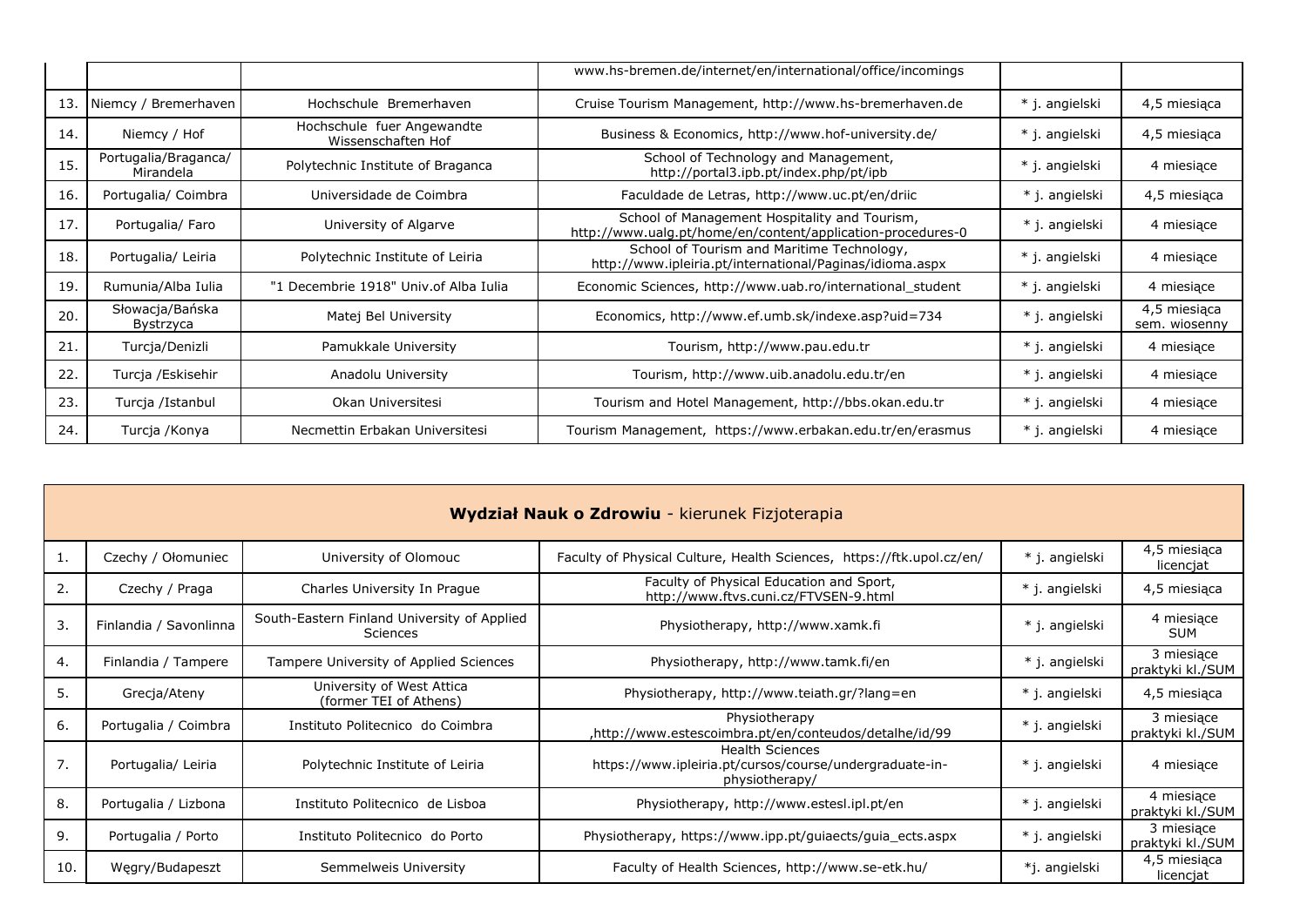| | | | | | |
|---|---|---|---|---|---|
| | | | www.hs-bremen.de/internet/en/international/office/incomings | | |
| 13. | Niemcy / Bremerhaven | Hochschule Bremerhaven | Cruise Tourism Management, http://www.hs-bremerhaven.de | * j. angielski | 4,5 miesiąca |
| 14. | Niemcy / Hof | Hochschule fuer Angewandte Wissenschaften Hof | Business & Economics, http://www.hof-university.de/ | * j. angielski | 4,5 miesiąca |
| 15. | Portugalia/Braganca/ Mirandela | Polytechnic Institute of Braganca | School of Technology and Management, http://portal3.ipb.pt/index.php/pt/ipb | * j. angielski | 4 miesiące |
| 16. | Portugalia/ Coimbra | Universidade de Coimbra | Faculdade de Letras, http://www.uc.pt/en/driic | * j. angielski | 4,5 miesiąca |
| 17. | Portugalia/ Faro | University of Algarve | School of Management Hospitality and Tourism, http://www.ualg.pt/home/en/content/application-procedures-0 | * j. angielski | 4 miesiące |
| 18. | Portugalia/ Leiria | Polytechnic Institute of Leiria | School of Tourism and Maritime Technology, http://www.ipleiria.pt/international/Paginas/idioma.aspx | * j. angielski | 4 miesiące |
| 19. | Rumunia/Alba Iulia | "1 Decembrie 1918" Univ.of Alba Iulia | Economic Sciences, http://www.uab.ro/international_student | * j. angielski | 4 miesiące |
| 20. | Słowacja/Bańska Bystrzyca | Matej Bel University | Economics, http://www.ef.umb.sk/indexe.asp?uid=734 | * j. angielski | 4,5 miesiąca sem. wiosenny |
| 21. | Turcja/Denizli | Pamukkale University | Tourism, http://www.pau.edu.tr | * j. angielski | 4 miesiące |
| 22. | Turcja /Eskisehir | Anadolu University | Tourism, http://www.uib.anadolu.edu.tr/en | * j. angielski | 4 miesiące |
| 23. | Turcja /Istanbul | Okan Universitesi | Tourism and Hotel Management, http://bbs.okan.edu.tr | * j. angielski | 4 miesiące |
| 24. | Turcja /Konya | Necmettin Erbakan Universitesi | Tourism Management, https://www.erbakan.edu.tr/en/erasmus | * j. angielski | 4 miesiące |

| **Wydział Nauk o Zdrowiu** - kierunek Fizjoterapia | | | | | |
|---|---|---|---|---|---|
| 1. | Czechy / Ołomuniec | University of Olomouc | Faculty of Physical Culture, Health Sciences, https://ftk.upol.cz/en/ | * j. angielski | 4,5 miesiąca licencjat |
| 2. | Czechy / Praga | Charles University In Prague | Faculty of Physical Education and Sport, http://www.ftvs.cuni.cz/FTVSEN-9.html | * j. angielski | 4,5 miesiąca |
| 3. | Finlandia / Savonlinna | South-Eastern Finland University of Applied Sciences | Physiotherapy, http://www.xamk.fi | * j. angielski | 4 miesiące SUM |
| 4. | Finlandia / Tampere | Tampere University of Applied Sciences | Physiotherapy, http://www.tamk.fi/en | * j. angielski | 3 miesiące praktyki kl./SUM |
| 5. | Grecja/Ateny | University of West Attica (former TEI of Athens) | Physiotherapy, http://www.teiath.gr/?lang=en | * j. angielski | 4,5 miesiąca |
| 6. | Portugalia / Coimbra | Instituto Politecnico do Coimbra | Physiotherapy ,http://www.estescoimbra.pt/en/conteudos/detalhe/id/99 | * j. angielski | 3 miesiące praktyki kl./SUM |
| 7. | Portugalia/ Leiria | Polytechnic Institute of Leiria | Health Sciences https://www.ipleiria.pt/cursos/course/undergraduate-in-physiotherapy/ | * j. angielski | 4 miesiące |
| 8. | Portugalia / Lizbona | Instituto Politecnico de Lisboa | Physiotherapy, http://www.estesl.ipl.pt/en | * j. angielski | 4 miesiące praktyki kl./SUM |
| 9. | Portugalia / Porto | Instituto Politecnico do Porto | Physiotherapy, https://www.ipp.pt/guiaects/guia_ects.aspx | * j. angielski | 3 miesiące praktyki kl./SUM |
| 10. | Węgry/Budapeszt | Semmelweis University | Faculty of Health Sciences, http://www.se-etk.hu/ | *j. angielski | 4,5 miesiąca licencjat |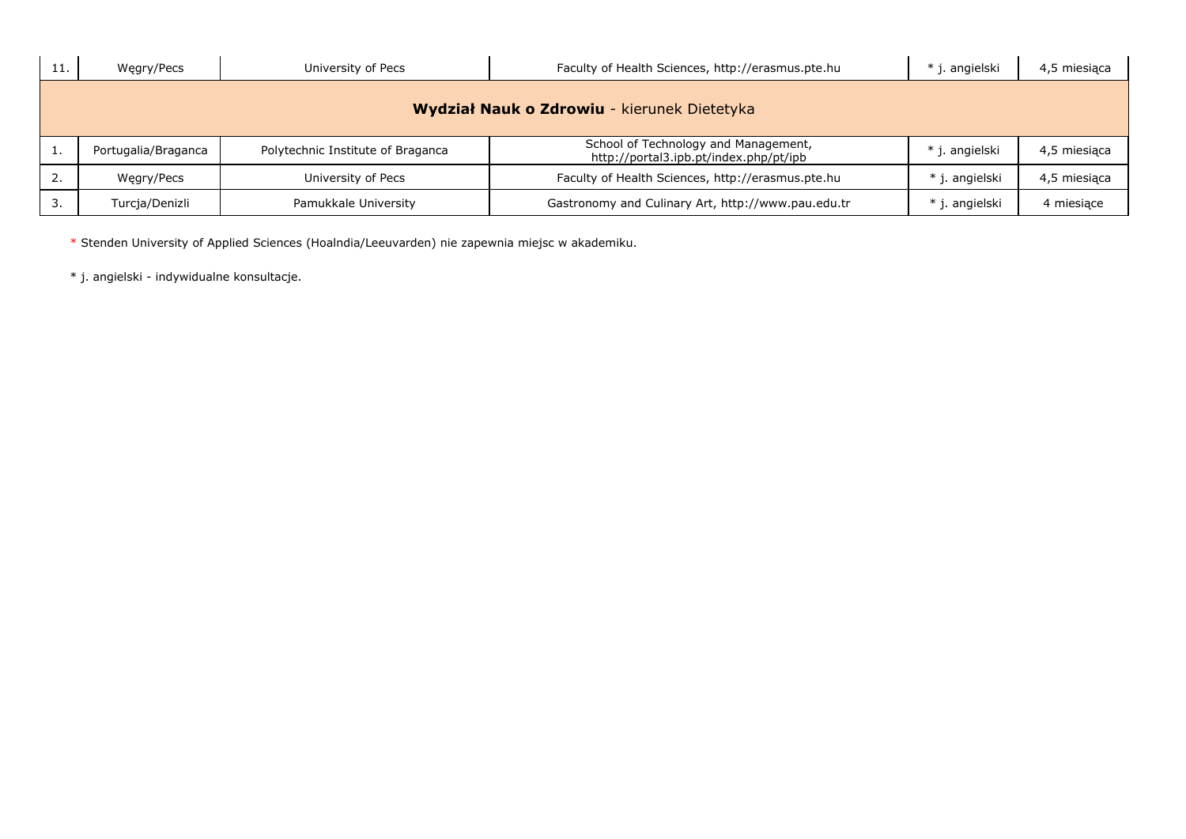| | | | | | |
|---|---|---|---|---|---|
| 11. | Węgry/Pecs | University of Pecs | Faculty of Health Sciences, http://erasmus.pte.hu | * j. angielski | 4,5 miesiąca |
| **Wydział Nauk o Zdrowiu** - kierunek Dietetyka | | | | | |
| 1. | Portugalia/Braganca | Polytechnic Institute of Braganca | School of Technology and Management, http://portal3.ipb.pt/index.php/pt/ipb | * j. angielski | 4,5 miesiąca |
| 2. | Węgry/Pecs | University of Pecs | Faculty of Health Sciences, http://erasmus.pte.hu | * j. angielski | 4,5 miesiąca |
| 3. | Turcja/Denizli | Pamukkale University | Gastronomy and Culinary Art, http://www.pau.edu.tr | * j. angielski | 4 miesiące |

* Stenden University of Applied Sciences (Hoalndia/Leeuvarden) nie zapewnia miejsc w akademiku.

* j. angielski - indywidualne konsultacje.